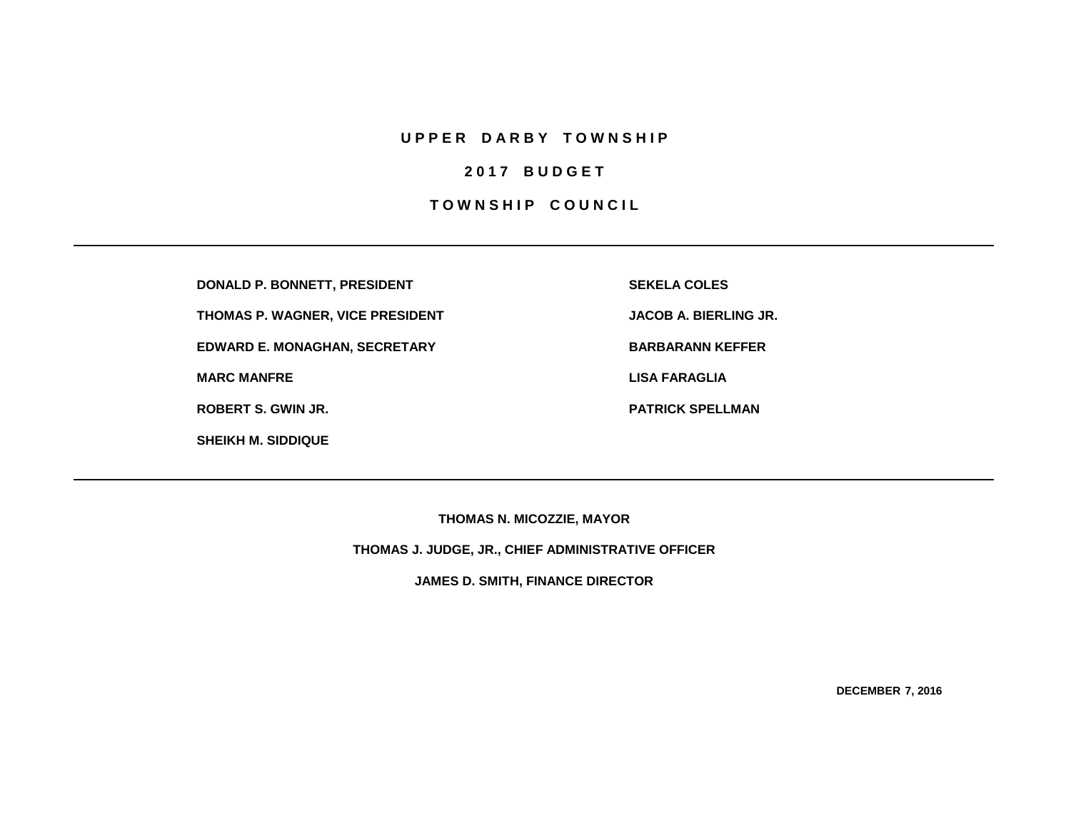# UPPER DARBY TOWNSHIP

## 2017 BUDGET

## TOWNSHIP COUNCIL

---

**DONALD P. BONNETT, PRESIDENT**

**THOMAS P. WAGNER, VICE PRESIDENT**

**EDWARD E. MONAGHAN, SECRETARY**

**MARC MANFRE**

**ROBERT S. GWIN JR.**

**SHEIKH M. SIDDIQUE**

**SEKELA COLES**

**JACOB A. BIERLING JR.**

**BARBARANN KEFFER**

**LISA FARAGLIA**

**PATRICK SPELLMAN**

---

**THOMAS N. MICOZZIE, MAYOR**

**THOMAS J. JUDGE, JR., CHIEF ADMINISTRATIVE OFFICER**

**JAMES D. SMITH, FINANCE DIRECTOR**

**DECEMBER 7, 2016**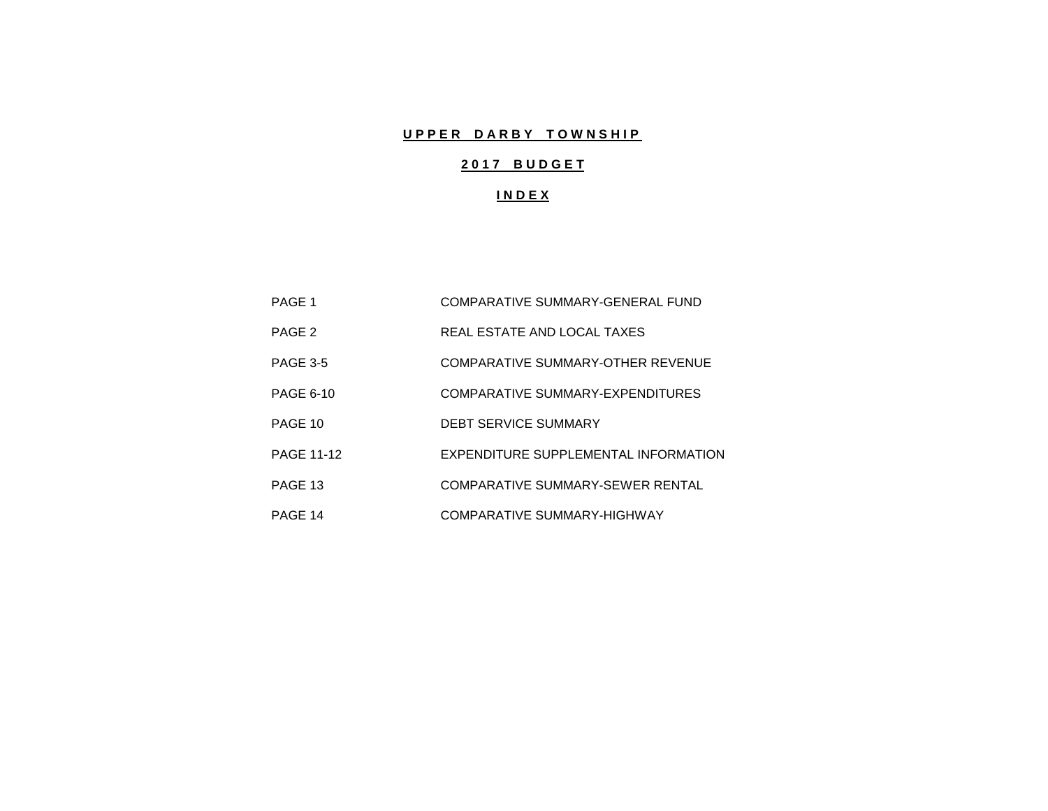# UPPER DARBY TOWNSHIP

## 2017 BUDGET

## INDEX

| | |
|---|---|
| PAGE 1 | COMPARATIVE SUMMARY-GENERAL FUND |
| PAGE 2 | REAL ESTATE AND LOCAL TAXES |
| PAGE 3-5 | COMPARATIVE SUMMARY-OTHER REVENUE |
| PAGE 6-10 | COMPARATIVE SUMMARY-EXPENDITURES |
| PAGE 10 | DEBT SERVICE SUMMARY |
| PAGE 11-12 | EXPENDITURE SUPPLEMENTAL INFORMATION |
| PAGE 13 | COMPARATIVE SUMMARY-SEWER RENTAL |
| PAGE 14 | COMPARATIVE SUMMARY-HIGHWAY |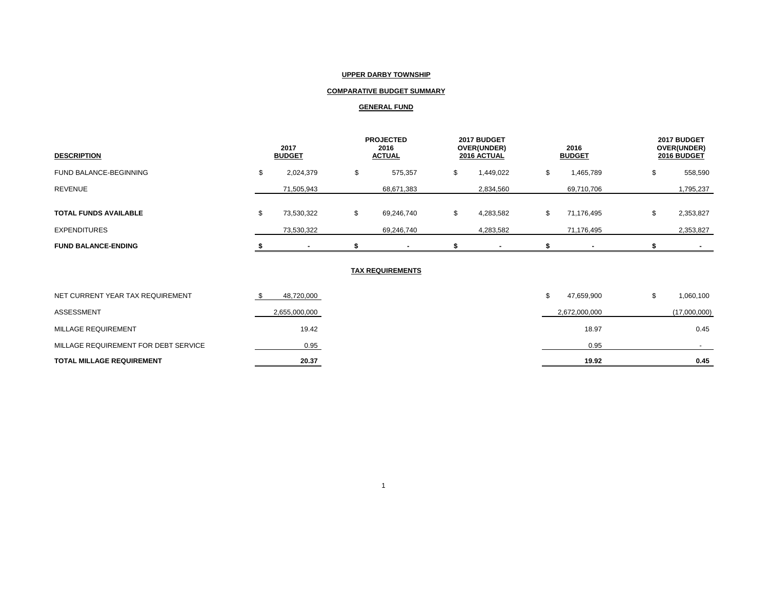# UPPER DARBY TOWNSHIP

## COMPARATIVE BUDGET SUMMARY

### GENERAL FUND

| DESCRIPTION | 2017 BUDGET | PROJECTED 2016 ACTUAL | 2017 BUDGET OVER(UNDER) 2016 ACTUAL | 2016 BUDGET | 2017 BUDGET OVER(UNDER) 2016 BUDGET |
|---|---|---|---|---|---|
| FUND BALANCE-BEGINNING | $ 2,024,379 | $ 575,357 | $ 1,449,022 | $ 1,465,789 | $ 558,590 |
| REVENUE | 71,505,943 | 68,671,383 | 2,834,560 | 69,710,706 | 1,795,237 |
| **TOTAL FUNDS AVAILABLE** | $ 73,530,322 | $ 69,246,740 | $ 4,283,582 | $ 71,176,495 | $ 2,353,827 |
| EXPENDITURES | 73,530,322 | 69,246,740 | 4,283,582 | 71,176,495 | 2,353,827 |
| **FUND BALANCE-ENDING** | **$ -** | **$ -** | **$ -** | **$ -** | **$ -** |

### TAX REQUIREMENTS

| DESCRIPTION | 2017 BUDGET | PROJECTED 2016 ACTUAL | 2017 BUDGET OVER(UNDER) 2016 ACTUAL | 2016 BUDGET | 2017 BUDGET OVER(UNDER) 2016 BUDGET |
|---|---|---|---|---|---|
| NET CURRENT YEAR TAX REQUIREMENT | $ 48,720,000 | | | $ 47,659,900 | $ 1,060,100 |
| ASSESSMENT | 2,655,000,000 | | | 2,672,000,000 | (17,000,000) |
| MILLAGE REQUIREMENT | 19.42 | | | 18.97 | 0.45 |
| MILLAGE REQUIREMENT FOR DEBT SERVICE | 0.95 | | | 0.95 | - |
| **TOTAL MILLAGE REQUIREMENT** | **20.37** | | | **19.92** | **0.45** |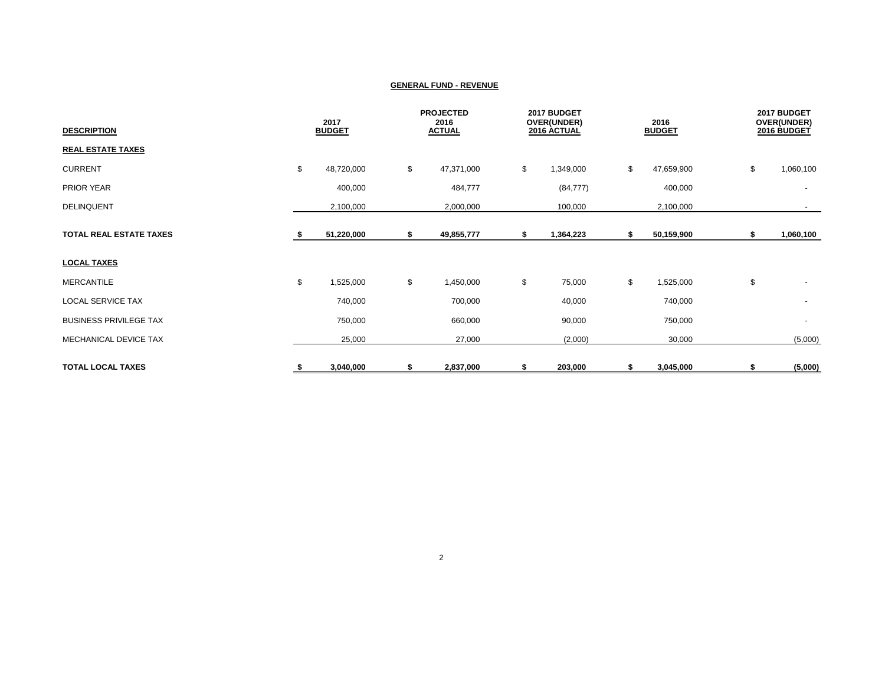**GENERAL FUND - REVENUE**

| DESCRIPTION | 2017 BUDGET | PROJECTED 2016 ACTUAL | 2017 BUDGET OVER(UNDER) 2016 ACTUAL | 2016 BUDGET | 2017 BUDGET OVER(UNDER) 2016 BUDGET |
|---|---|---|---|---|---|
| **REAL ESTATE TAXES** | | | | | |
| CURRENT | $ 48,720,000 | $ 47,371,000 | $ 1,349,000 | $ 47,659,900 | $ 1,060,100 |
| PRIOR YEAR | 400,000 | 484,777 | (84,777) | 400,000 | - |
| DELINQUENT | 2,100,000 | 2,000,000 | 100,000 | 2,100,000 | - |
| **TOTAL REAL ESTATE TAXES** | **$ 51,220,000** | **$ 49,855,777** | **$ 1,364,223** | **$ 50,159,900** | **$ 1,060,100** |
| **LOCAL TAXES** | | | | | |
| MERCANTILE | $ 1,525,000 | $ 1,450,000 | $ 75,000 | $ 1,525,000 | $ - |
| LOCAL SERVICE TAX | 740,000 | 700,000 | 40,000 | 740,000 | - |
| BUSINESS PRIVILEGE TAX | 750,000 | 660,000 | 90,000 | 750,000 | - |
| MECHANICAL DEVICE TAX | 25,000 | 27,000 | (2,000) | 30,000 | (5,000) |
| **TOTAL LOCAL TAXES** | **$ 3,040,000** | **$ 2,837,000** | **$ 203,000** | **$ 3,045,000** | **$ (5,000)** |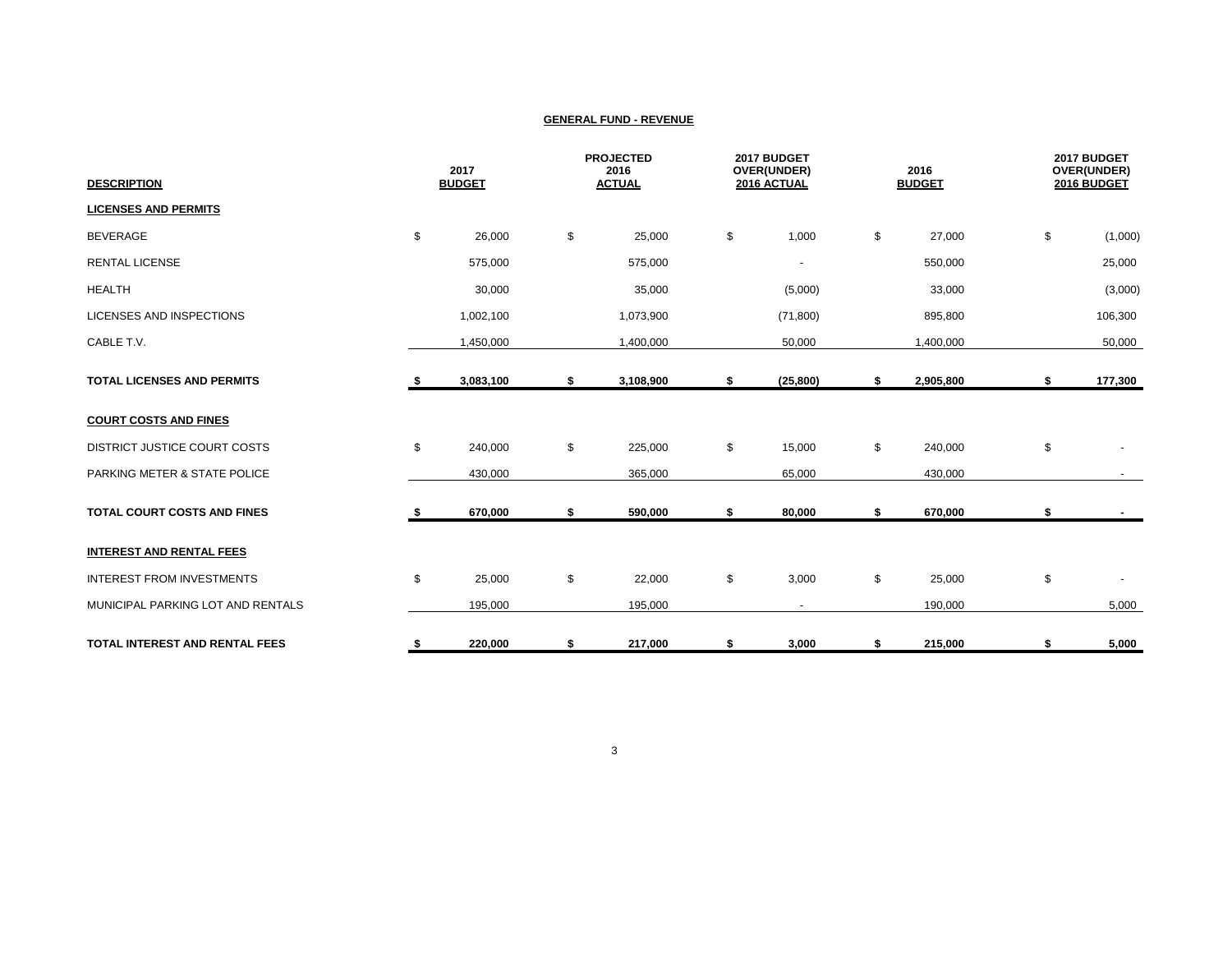## GENERAL FUND - REVENUE

| DESCRIPTION | 2017 BUDGET | PROJECTED 2016 ACTUAL | 2017 BUDGET OVER(UNDER) 2016 ACTUAL | 2016 BUDGET | 2017 BUDGET OVER(UNDER) 2016 BUDGET |
|---|---|---|---|---|---|
| **LICENSES AND PERMITS** | | | | | |
| BEVERAGE | $ 26,000 | $ 25,000 | $ 1,000 | $ 27,000 | $ (1,000) |
| RENTAL LICENSE | 575,000 | 575,000 | - | 550,000 | 25,000 |
| HEALTH | 30,000 | 35,000 | (5,000) | 33,000 | (3,000) |
| LICENSES AND INSPECTIONS | 1,002,100 | 1,073,900 | (71,800) | 895,800 | 106,300 |
| CABLE T.V. | 1,450,000 | 1,400,000 | 50,000 | 1,400,000 | 50,000 |
| **TOTAL LICENSES AND PERMITS** | **$ 3,083,100** | **$ 3,108,900** | **$ (25,800)** | **$ 2,905,800** | **$ 177,300** |
| **COURT COSTS AND FINES** | | | | | |
| DISTRICT JUSTICE COURT COSTS | $ 240,000 | $ 225,000 | $ 15,000 | $ 240,000 | $ - |
| PARKING METER & STATE POLICE | 430,000 | 365,000 | 65,000 | 430,000 | - |
| **TOTAL COURT COSTS AND FINES** | **$ 670,000** | **$ 590,000** | **$ 80,000** | **$ 670,000** | **$ -** |
| **INTEREST AND RENTAL FEES** | | | | | |
| INTEREST FROM INVESTMENTS | $ 25,000 | $ 22,000 | $ 3,000 | $ 25,000 | $ - |
| MUNICIPAL PARKING LOT AND RENTALS | 195,000 | 195,000 | - | 190,000 | 5,000 |
| **TOTAL INTEREST AND RENTAL FEES** | **$ 220,000** | **$ 217,000** | **$ 3,000** | **$ 215,000** | **$ 5,000** |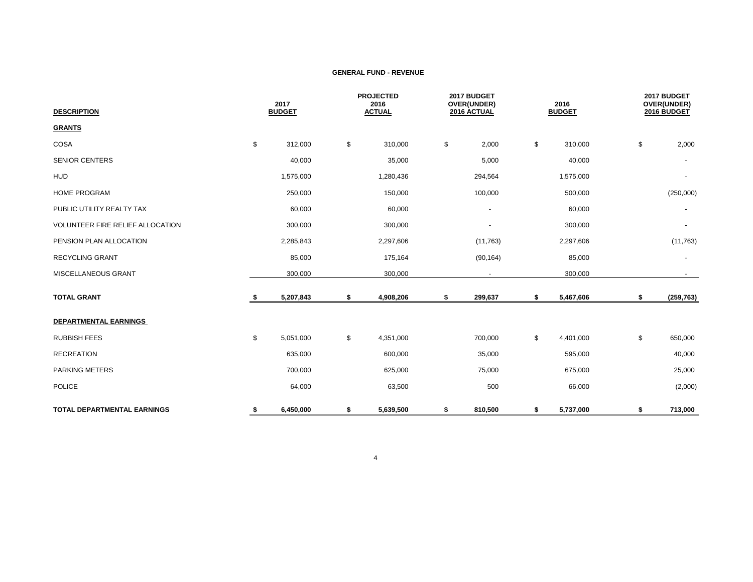**GENERAL FUND - REVENUE**

| DESCRIPTION | 2017 BUDGET | PROJECTED 2016 ACTUAL | 2017 BUDGET OVER(UNDER) 2016 ACTUAL | 2016 BUDGET | 2017 BUDGET OVER(UNDER) 2016 BUDGET |
|---|---|---|---|---|---|
| **GRANTS** | | | | | |
| COSA | $ 312,000 | $ 310,000 | $ 2,000 | $ 310,000 | $ 2,000 |
| SENIOR CENTERS | 40,000 | 35,000 | 5,000 | 40,000 | - |
| HUD | 1,575,000 | 1,280,436 | 294,564 | 1,575,000 | - |
| HOME PROGRAM | 250,000 | 150,000 | 100,000 | 500,000 | (250,000) |
| PUBLIC UTILITY REALTY TAX | 60,000 | 60,000 | - | 60,000 | - |
| VOLUNTEER FIRE RELIEF ALLOCATION | 300,000 | 300,000 | - | 300,000 | - |
| PENSION PLAN ALLOCATION | 2,285,843 | 2,297,606 | (11,763) | 2,297,606 | (11,763) |
| RECYCLING GRANT | 85,000 | 175,164 | (90,164) | 85,000 | - |
| MISCELLANEOUS GRANT | 300,000 | 300,000 | - | 300,000 | - |
| **TOTAL GRANT** | **$ 5,207,843** | **$ 4,908,206** | **$ 299,637** | **$ 5,467,606** | **$ (259,763)** |
| **DEPARTMENTAL EARNINGS** | | | | | |
| RUBBISH FEES | $ 5,051,000 | $ 4,351,000 | 700,000 | $ 4,401,000 | $ 650,000 |
| RECREATION | 635,000 | 600,000 | 35,000 | 595,000 | 40,000 |
| PARKING METERS | 700,000 | 625,000 | 75,000 | 675,000 | 25,000 |
| POLICE | 64,000 | 63,500 | 500 | 66,000 | (2,000) |
| **TOTAL DEPARTMENTAL EARNINGS** | **$ 6,450,000** | **$ 5,639,500** | **$ 810,500** | **$ 5,737,000** | **$ 713,000** |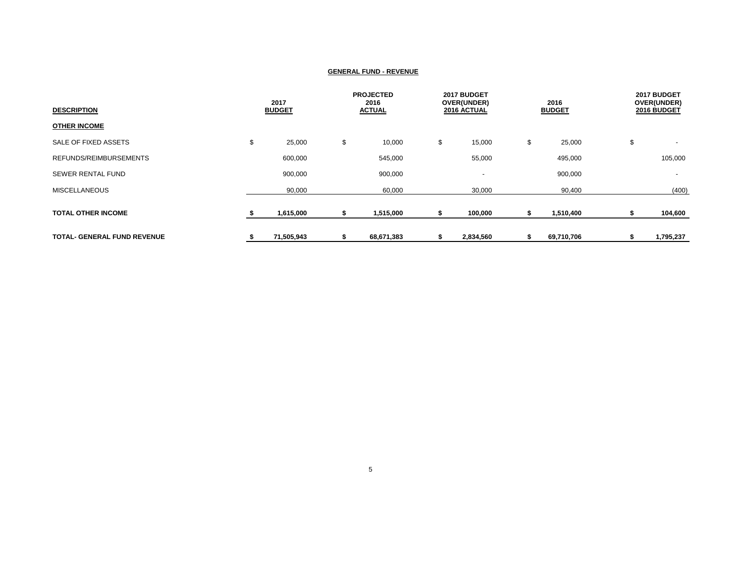**GENERAL FUND - REVENUE**

| DESCRIPTION | 2017 BUDGET | PROJECTED 2016 ACTUAL | 2017 BUDGET OVER(UNDER) 2016 ACTUAL | 2016 BUDGET | 2017 BUDGET OVER(UNDER) 2016 BUDGET |
|---|---|---|---|---|---|
| **OTHER INCOME** | | | | | |
| SALE OF FIXED ASSETS | $ 25,000 | $ 10,000 | $ 15,000 | $ 25,000 | $ - |
| REFUNDS/REIMBURSEMENTS | 600,000 | 545,000 | 55,000 | 495,000 | 105,000 |
| SEWER RENTAL FUND | 900,000 | 900,000 | - | 900,000 | - |
| MISCELLANEOUS | 90,000 | 60,000 | 30,000 | 90,400 | (400) |
| **TOTAL OTHER INCOME** | **$ 1,615,000** | **$ 1,515,000** | **$ 100,000** | **$ 1,510,400** | **$ 104,600** |
| **TOTAL- GENERAL FUND REVENUE** | **$ 71,505,943** | **$ 68,671,383** | **$ 2,834,560** | **$ 69,710,706** | **$ 1,795,237** |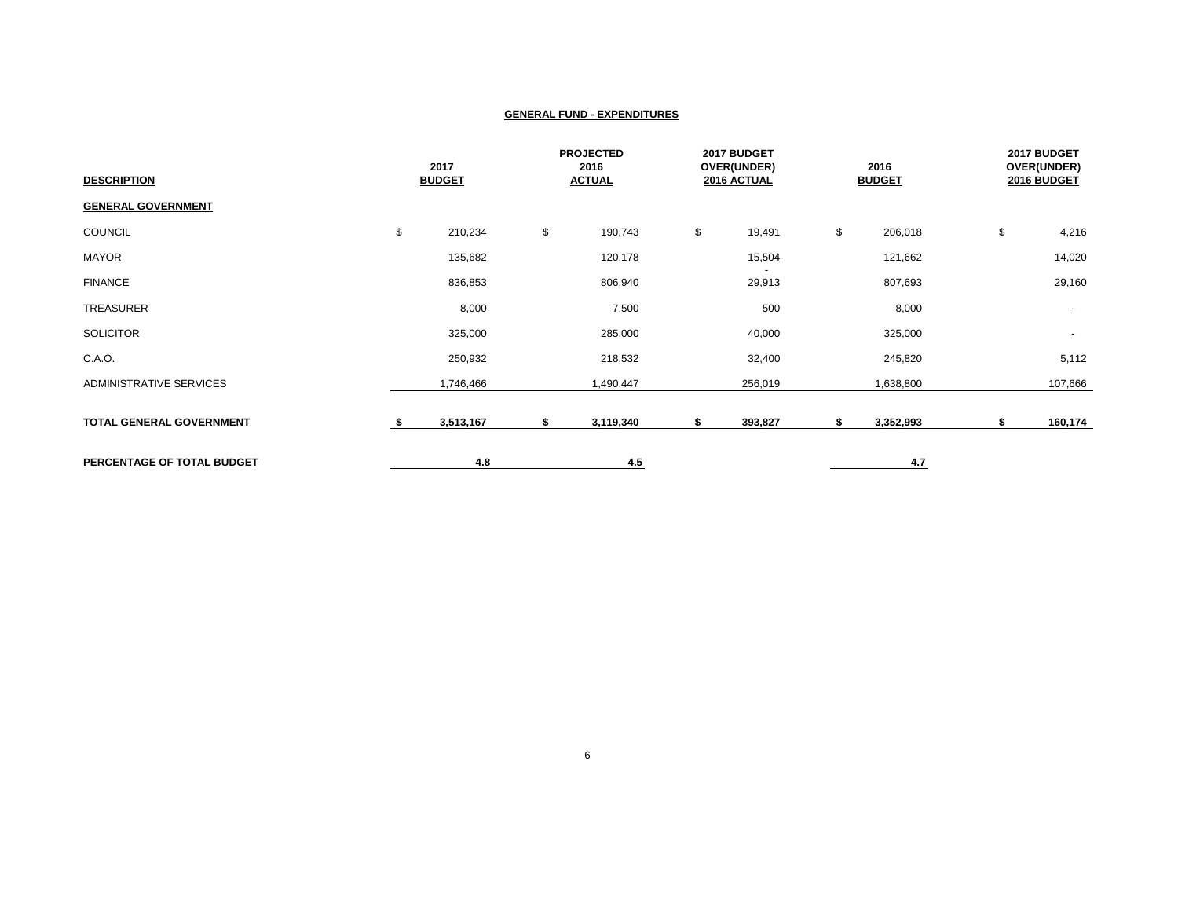**GENERAL FUND - EXPENDITURES**

| DESCRIPTION | 2017 BUDGET | PROJECTED 2016 ACTUAL | 2017 BUDGET OVER(UNDER) 2016 ACTUAL | 2016 BUDGET | 2017 BUDGET OVER(UNDER) 2016 BUDGET |
|---|---|---|---|---|---|
| **GENERAL GOVERNMENT** | | | | | |
| COUNCIL | $ 210,234 | $ 190,743 | $ 19,491 | $ 206,018 | $ 4,216 |
| MAYOR | 135,682 | 120,178 | 15,504 | 121,662 | 14,020 |
| FINANCE | 836,853 | 806,940 | - 29,913 | 807,693 | 29,160 |
| TREASURER | 8,000 | 7,500 | 500 | 8,000 | - |
| SOLICITOR | 325,000 | 285,000 | 40,000 | 325,000 | - |
| C.A.O. | 250,932 | 218,532 | 32,400 | 245,820 | 5,112 |
| ADMINISTRATIVE SERVICES | 1,746,466 | 1,490,447 | 256,019 | 1,638,800 | 107,666 |
| **TOTAL GENERAL GOVERNMENT** | **$ 3,513,167** | **$ 3,119,340** | **$ 393,827** | **$ 3,352,993** | **$ 160,174** |
| **PERCENTAGE OF TOTAL BUDGET** | **4.8** | **4.5** | | **4.7** | |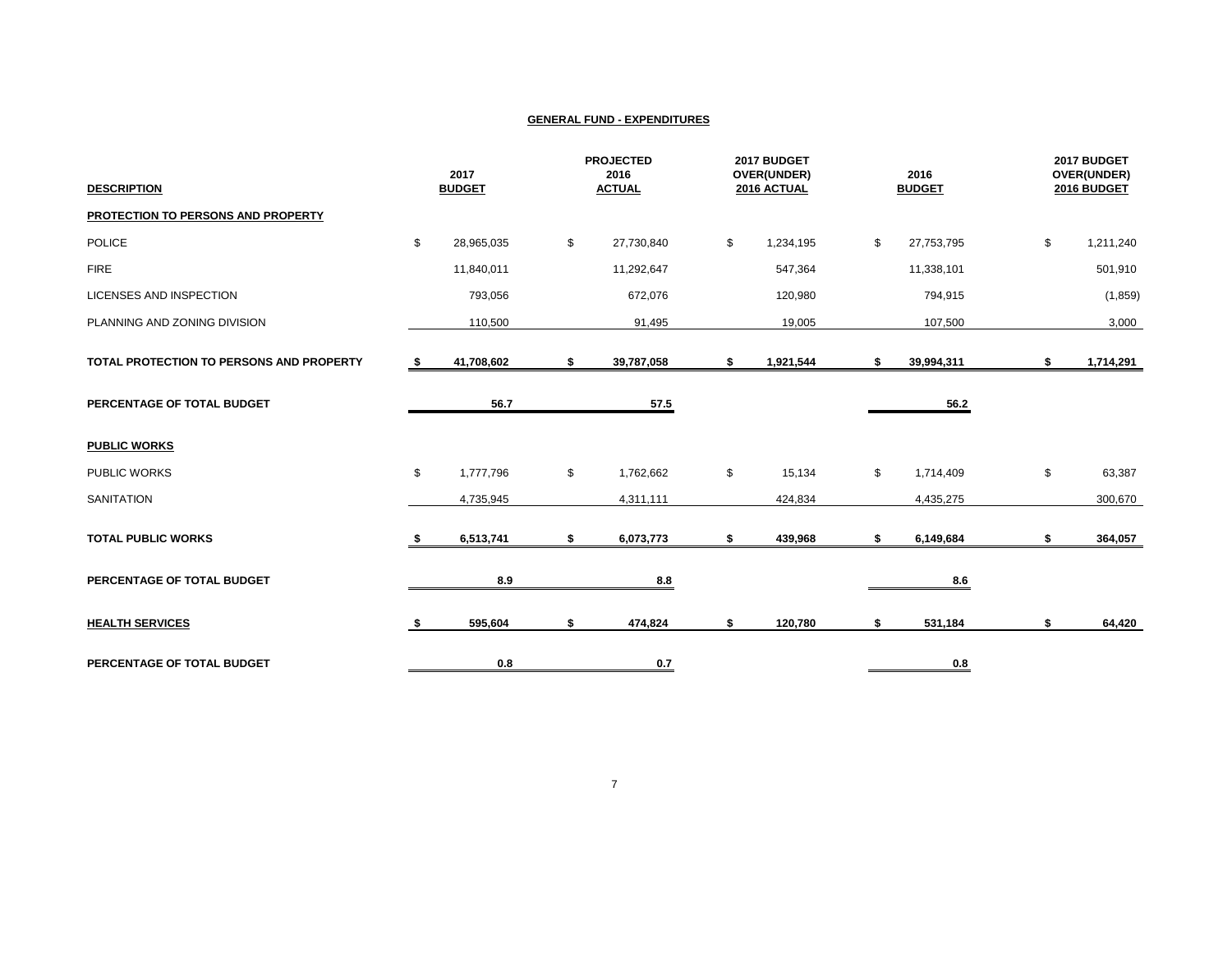## GENERAL FUND - EXPENDITURES

| DESCRIPTION | 2017 BUDGET | PROJECTED 2016 ACTUAL | 2017 BUDGET OVER(UNDER) 2016 ACTUAL | 2016 BUDGET | 2017 BUDGET OVER(UNDER) 2016 BUDGET |
|---|---|---|---|---|---|
| **PROTECTION TO PERSONS AND PROPERTY** | | | | | |
| POLICE | $ 28,965,035 | $ 27,730,840 | $ 1,234,195 | $ 27,753,795 | $ 1,211,240 |
| FIRE | 11,840,011 | 11,292,647 | 547,364 | 11,338,101 | 501,910 |
| LICENSES AND INSPECTION | 793,056 | 672,076 | 120,980 | 794,915 | (1,859) |
| PLANNING AND ZONING DIVISION | 110,500 | 91,495 | 19,005 | 107,500 | 3,000 |
| **TOTAL PROTECTION TO PERSONS AND PROPERTY** | **$ 41,708,602** | **$ 39,787,058** | **$ 1,921,544** | **$ 39,994,311** | **$ 1,714,291** |
| **PERCENTAGE OF TOTAL BUDGET** | **56.7** | **57.5** | | **56.2** | |
| **PUBLIC WORKS** | | | | | |
| PUBLIC WORKS | $ 1,777,796 | $ 1,762,662 | $ 15,134 | $ 1,714,409 | $ 63,387 |
| SANITATION | 4,735,945 | 4,311,111 | 424,834 | 4,435,275 | 300,670 |
| **TOTAL PUBLIC WORKS** | **$ 6,513,741** | **$ 6,073,773** | **$ 439,968** | **$ 6,149,684** | **$ 364,057** |
| **PERCENTAGE OF TOTAL BUDGET** | **8.9** | **8.8** | | **8.6** | |
| **HEALTH SERVICES** | **$ 595,604** | **$ 474,824** | **$ 120,780** | **$ 531,184** | **$ 64,420** |
| **PERCENTAGE OF TOTAL BUDGET** | **0.8** | **0.7** | | **0.8** | |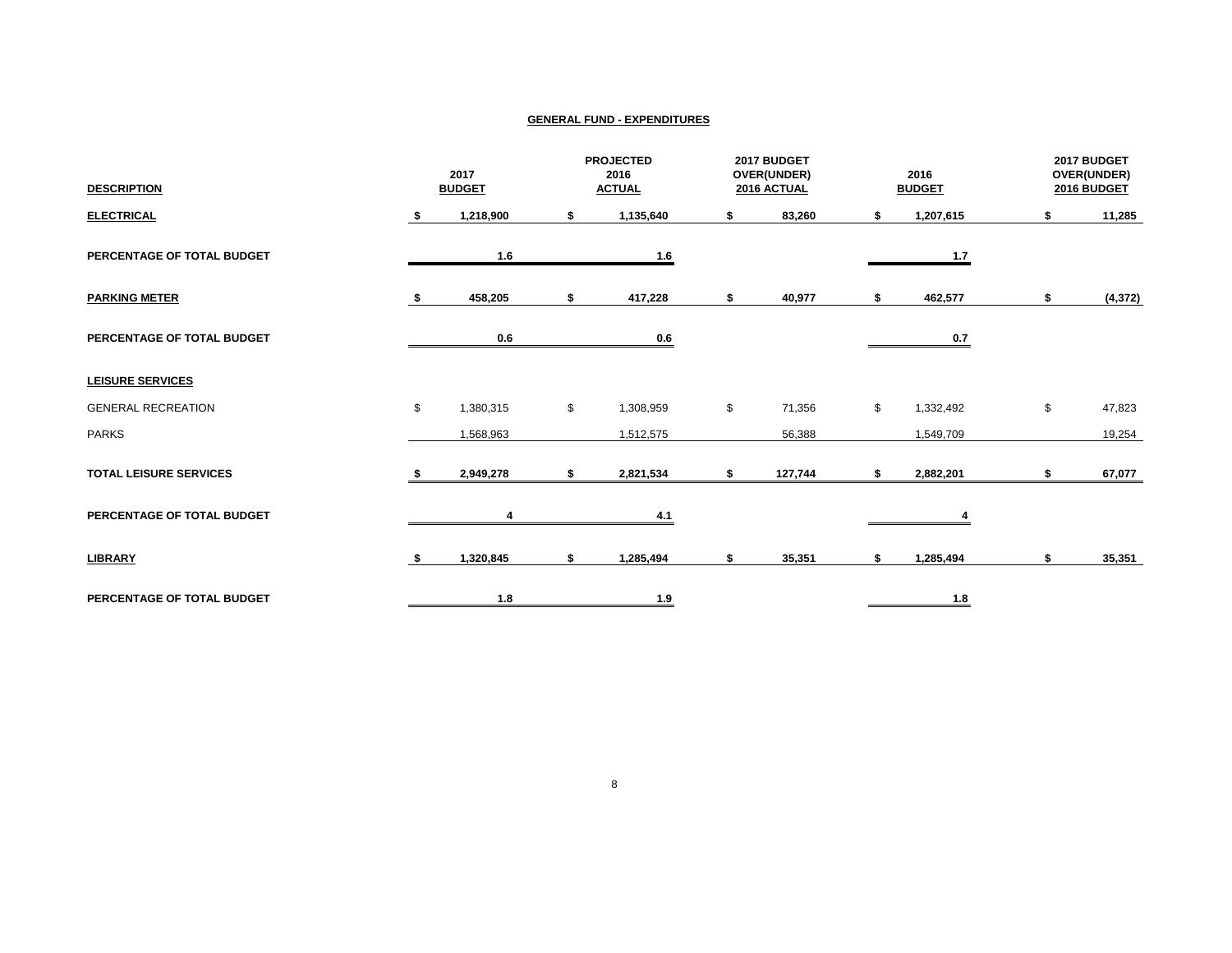## GENERAL FUND - EXPENDITURES

| DESCRIPTION | 2017 BUDGET | PROJECTED 2016 ACTUAL | 2017 BUDGET OVER(UNDER) 2016 ACTUAL | 2016 BUDGET | 2017 BUDGET OVER(UNDER) 2016 BUDGET |
|---|---|---|---|---|---|
| **ELECTRICAL** | **$ 1,218,900** | **$ 1,135,640** | **$ 83,260** | **$ 1,207,615** | **$ 11,285** |
| **PERCENTAGE OF TOTAL BUDGET** | **1.6** | **1.6** | | **1.7** | |
| **PARKING METER** | **$ 458,205** | **$ 417,228** | **$ 40,977** | **$ 462,577** | **$ (4,372)** |
| **PERCENTAGE OF TOTAL BUDGET** | **0.6** | **0.6** | | **0.7** | |
| **LEISURE SERVICES** | | | | | |
| GENERAL RECREATION | $ 1,380,315 | $ 1,308,959 | $ 71,356 | $ 1,332,492 | $ 47,823 |
| PARKS | 1,568,963 | 1,512,575 | 56,388 | 1,549,709 | 19,254 |
| **TOTAL LEISURE SERVICES** | **$ 2,949,278** | **$ 2,821,534** | **$ 127,744** | **$ 2,882,201** | **$ 67,077** |
| **PERCENTAGE OF TOTAL BUDGET** | **4** | **4.1** | | **4** | |
| **LIBRARY** | **$ 1,320,845** | **$ 1,285,494** | **$ 35,351** | **$ 1,285,494** | **$ 35,351** |
| **PERCENTAGE OF TOTAL BUDGET** | **1.8** | **1.9** | | **1.8** | |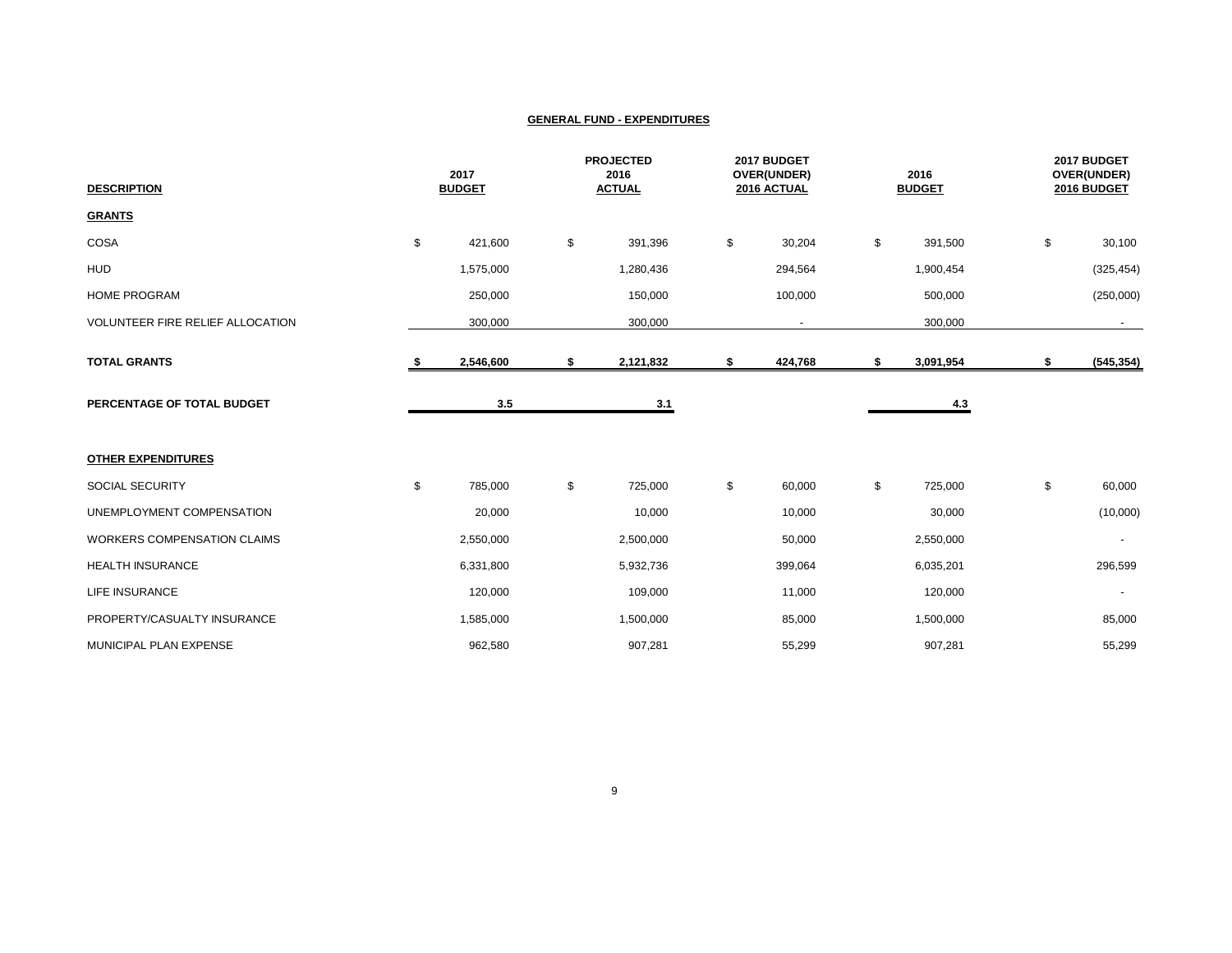## GENERAL FUND - EXPENDITURES

| DESCRIPTION | 2017 BUDGET | PROJECTED 2016 ACTUAL | 2017 BUDGET OVER(UNDER) 2016 ACTUAL | 2016 BUDGET | 2017 BUDGET OVER(UNDER) 2016 BUDGET |
|---|---|---|---|---|---|
| **GRANTS** | | | | | |
| COSA | $ 421,600 | $ 391,396 | $ 30,204 | $ 391,500 | $ 30,100 |
| HUD | 1,575,000 | 1,280,436 | 294,564 | 1,900,454 | (325,454) |
| HOME PROGRAM | 250,000 | 150,000 | 100,000 | 500,000 | (250,000) |
| VOLUNTEER FIRE RELIEF ALLOCATION | 300,000 | 300,000 | - | 300,000 | - |
| **TOTAL GRANTS** | **$ 2,546,600** | **$ 2,121,832** | **$ 424,768** | **$ 3,091,954** | **$ (545,354)** |
| **PERCENTAGE OF TOTAL BUDGET** | **3.5** | **3.1** | | **4.3** | |
| **OTHER EXPENDITURES** | | | | | |
| SOCIAL SECURITY | $ 785,000 | $ 725,000 | $ 60,000 | $ 725,000 | $ 60,000 |
| UNEMPLOYMENT COMPENSATION | 20,000 | 10,000 | 10,000 | 30,000 | (10,000) |
| WORKERS COMPENSATION CLAIMS | 2,550,000 | 2,500,000 | 50,000 | 2,550,000 | - |
| HEALTH INSURANCE | 6,331,800 | 5,932,736 | 399,064 | 6,035,201 | 296,599 |
| LIFE INSURANCE | 120,000 | 109,000 | 11,000 | 120,000 | - |
| PROPERTY/CASUALTY INSURANCE | 1,585,000 | 1,500,000 | 85,000 | 1,500,000 | 85,000 |
| MUNICIPAL PLAN EXPENSE | 962,580 | 907,281 | 55,299 | 907,281 | 55,299 |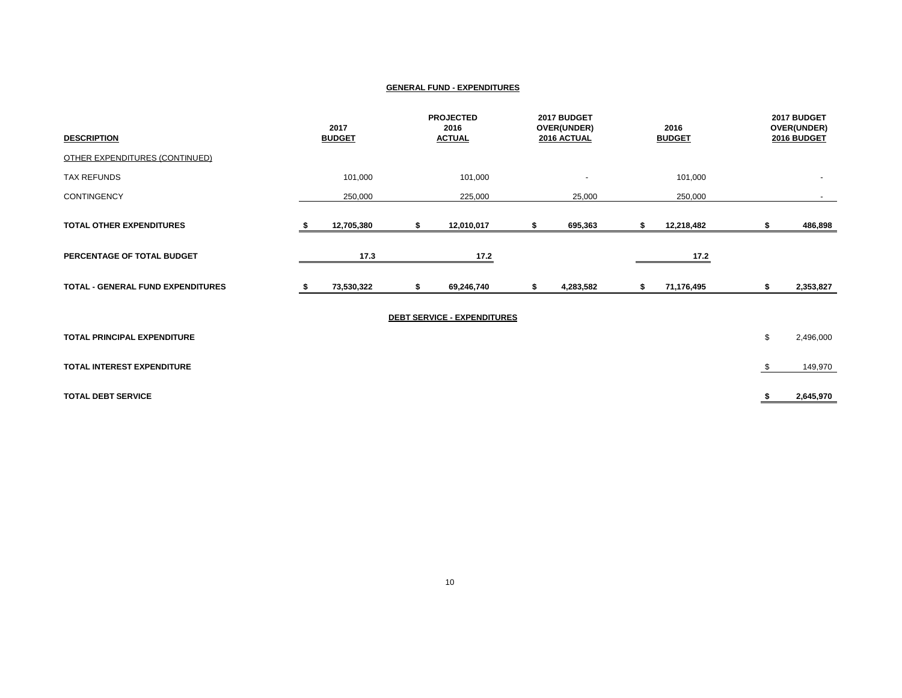## GENERAL FUND - EXPENDITURES

| DESCRIPTION | 2017 BUDGET | PROJECTED 2016 ACTUAL | 2017 BUDGET OVER(UNDER) 2016 ACTUAL | 2016 BUDGET | 2017 BUDGET OVER(UNDER) 2016 BUDGET |
|---|---|---|---|---|---|
| OTHER EXPENDITURES (CONTINUED) | | | | | |
| TAX REFUNDS | 101,000 | 101,000 | - | 101,000 | - |
| CONTINGENCY | 250,000 | 225,000 | 25,000 | 250,000 | - |
| **TOTAL OTHER EXPENDITURES** | **$ 12,705,380** | **$ 12,010,017** | **$ 695,363** | **$ 12,218,482** | **$ 486,898** |
| **PERCENTAGE OF TOTAL BUDGET** | **17.3** | **17.2** | | **17.2** | |
| **TOTAL - GENERAL FUND EXPENDITURES** | **$ 73,530,322** | **$ 69,246,740** | **$ 4,283,582** | **$ 71,176,495** | **$ 2,353,827** |

## DEBT SERVICE - EXPENDITURES

| DESCRIPTION | AMOUNT |
|---|---|
| **TOTAL PRINCIPAL EXPENDITURE** | $ 2,496,000 |
| **TOTAL INTEREST EXPENDITURE** | $ 149,970 |
| **TOTAL DEBT SERVICE** | **$ 2,645,970** |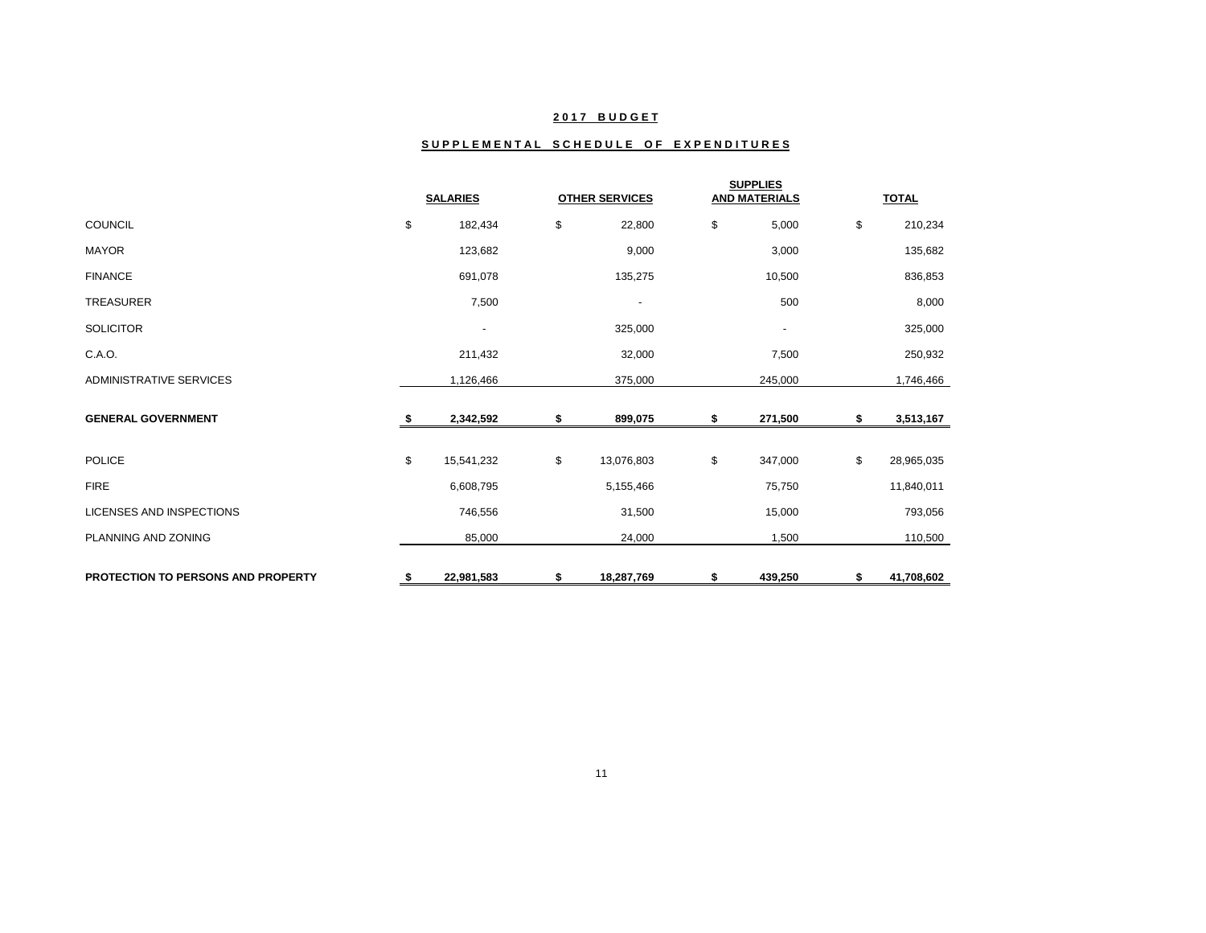**2017 BUDGET**

**SUPPLEMENTAL SCHEDULE OF EXPENDITURES**

| | SALARIES | OTHER SERVICES | SUPPLIES AND MATERIALS | TOTAL |
|---|---|---|---|---|
| COUNCIL | $ 182,434 | $ 22,800 | $ 5,000 | $ 210,234 |
| MAYOR | 123,682 | 9,000 | 3,000 | 135,682 |
| FINANCE | 691,078 | 135,275 | 10,500 | 836,853 |
| TREASURER | 7,500 | - | 500 | 8,000 |
| SOLICITOR | - | 325,000 | - | 325,000 |
| C.A.O. | 211,432 | 32,000 | 7,500 | 250,932 |
| ADMINISTRATIVE SERVICES | 1,126,466 | 375,000 | 245,000 | 1,746,466 |
| **GENERAL GOVERNMENT** | **$ 2,342,592** | **$ 899,075** | **$ 271,500** | **$ 3,513,167** |
| POLICE | $ 15,541,232 | $ 13,076,803 | $ 347,000 | $ 28,965,035 |
| FIRE | 6,608,795 | 5,155,466 | 75,750 | 11,840,011 |
| LICENSES AND INSPECTIONS | 746,556 | 31,500 | 15,000 | 793,056 |
| PLANNING AND ZONING | 85,000 | 24,000 | 1,500 | 110,500 |
| **PROTECTION TO PERSONS AND PROPERTY** | **$ 22,981,583** | **$ 18,287,769** | **$ 439,250** | **$ 41,708,602** |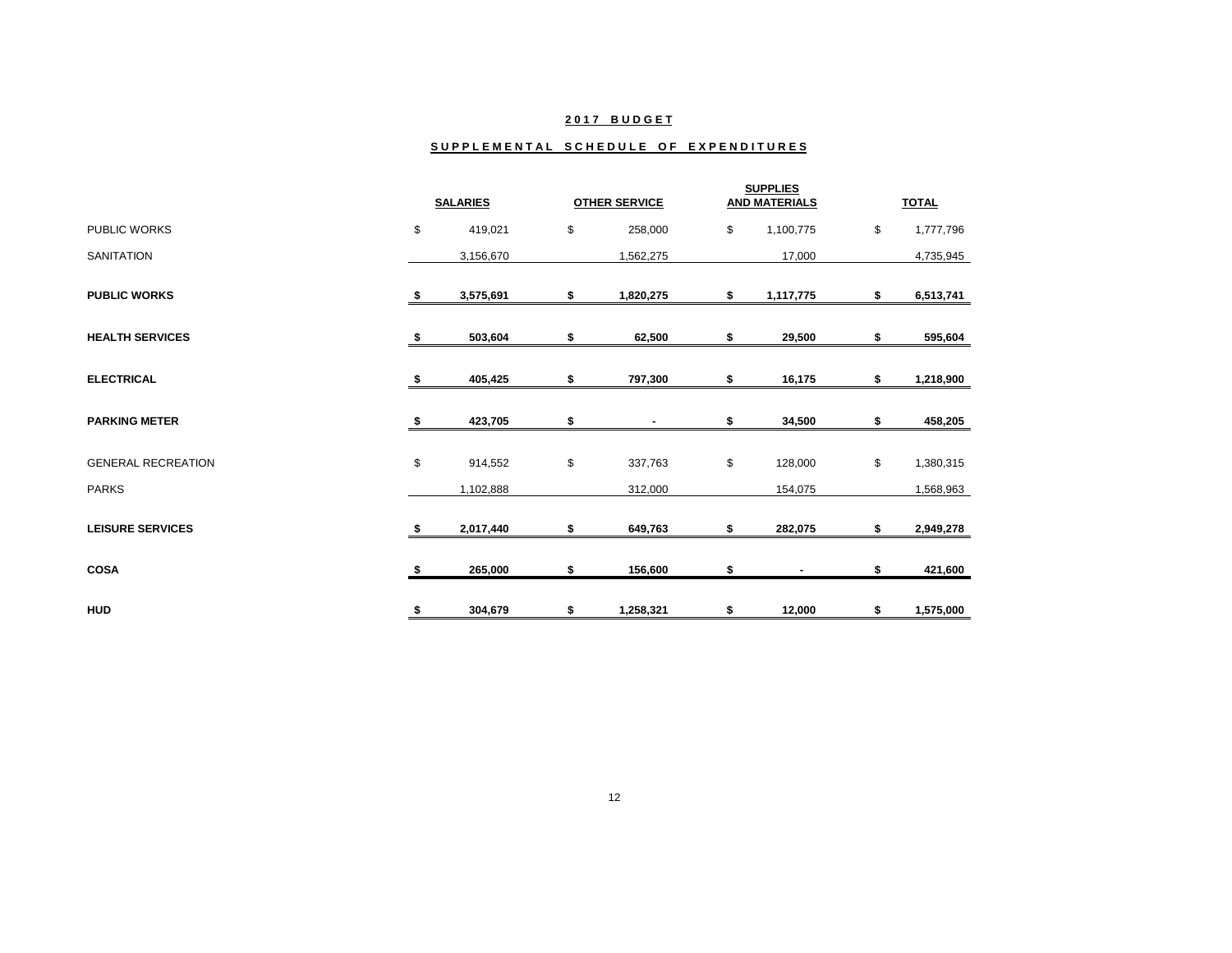## 2017 BUDGET

## SUPPLEMENTAL SCHEDULE OF EXPENDITURES

| | SALARIES | OTHER SERVICE | SUPPLIES AND MATERIALS | TOTAL |
|---|---|---|---|---|
| PUBLIC WORKS | $ 419,021 | $ 258,000 | $ 1,100,775 | $ 1,777,796 |
| SANITATION | 3,156,670 | 1,562,275 | 17,000 | 4,735,945 |
| **PUBLIC WORKS** | **$ 3,575,691** | **$ 1,820,275** | **$ 1,117,775** | **$ 6,513,741** |
| **HEALTH SERVICES** | **$ 503,604** | **$ 62,500** | **$ 29,500** | **$ 595,604** |
| **ELECTRICAL** | **$ 405,425** | **$ 797,300** | **$ 16,175** | **$ 1,218,900** |
| **PARKING METER** | **$ 423,705** | **$ -** | **$ 34,500** | **$ 458,205** |
| GENERAL RECREATION | $ 914,552 | $ 337,763 | $ 128,000 | $ 1,380,315 |
| PARKS | 1,102,888 | 312,000 | 154,075 | 1,568,963 |
| **LEISURE SERVICES** | **$ 2,017,440** | **$ 649,763** | **$ 282,075** | **$ 2,949,278** |
| **COSA** | **$ 265,000** | **$ 156,600** | **$ -** | **$ 421,600** |
| **HUD** | **$ 304,679** | **$ 1,258,321** | **$ 12,000** | **$ 1,575,000** |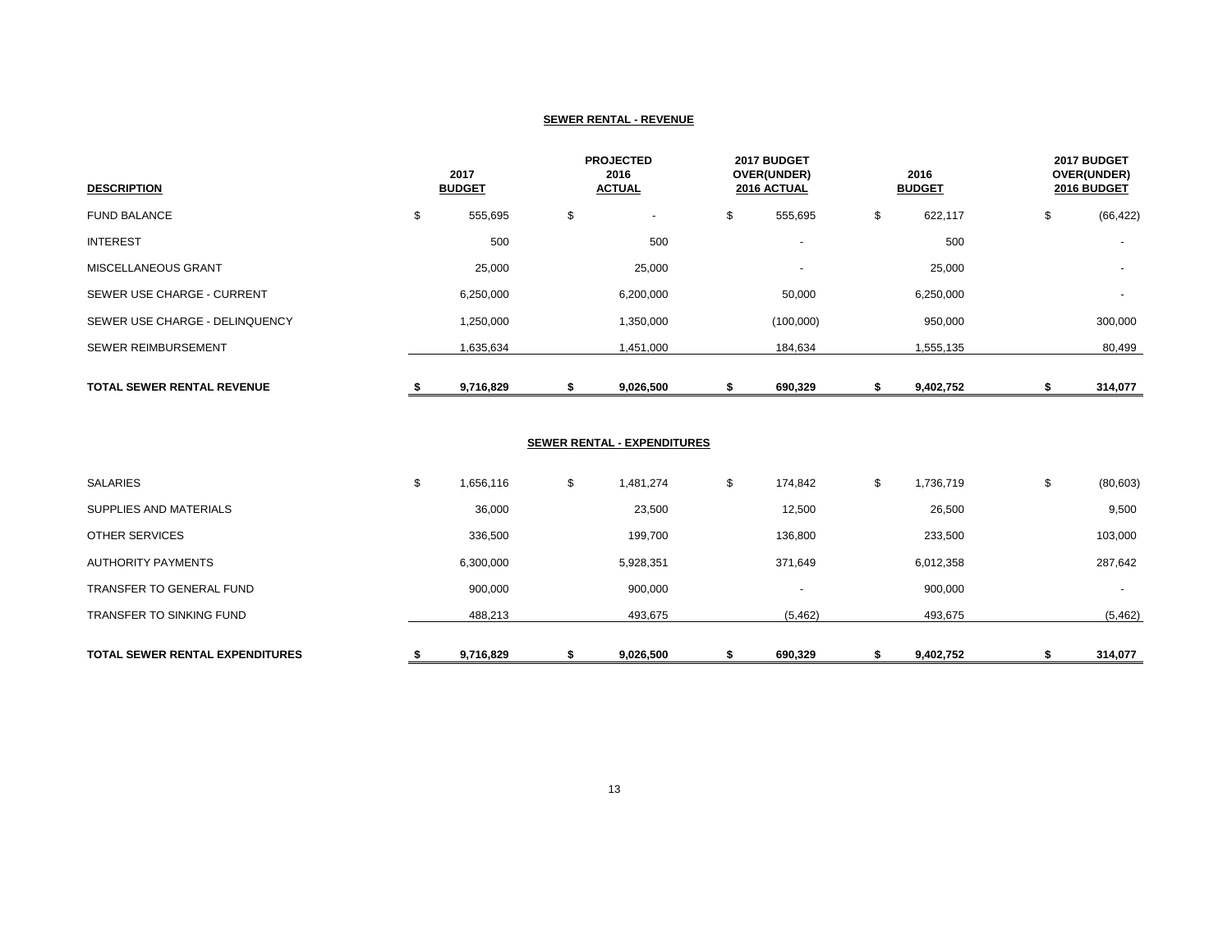**SEWER RENTAL - REVENUE**

| DESCRIPTION | 2017 BUDGET | PROJECTED 2016 ACTUAL | 2017 BUDGET OVER(UNDER) 2016 ACTUAL | 2016 BUDGET | 2017 BUDGET OVER(UNDER) 2016 BUDGET |
|---|---|---|---|---|---|
| FUND BALANCE | $ 555,695 | $ - | $ 555,695 | $ 622,117 | $ (66,422) |
| INTEREST | 500 | 500 | - | 500 | - |
| MISCELLANEOUS GRANT | 25,000 | 25,000 | - | 25,000 | - |
| SEWER USE CHARGE - CURRENT | 6,250,000 | 6,200,000 | 50,000 | 6,250,000 | - |
| SEWER USE CHARGE - DELINQUENCY | 1,250,000 | 1,350,000 | (100,000) | 950,000 | 300,000 |
| SEWER REIMBURSEMENT | 1,635,634 | 1,451,000 | 184,634 | 1,555,135 | 80,499 |
| **TOTAL SEWER RENTAL REVENUE** | **$ 9,716,829** | **$ 9,026,500** | **$ 690,329** | **$ 9,402,752** | **$ 314,077** |

**SEWER RENTAL - EXPENDITURES**

| DESCRIPTION | 2017 BUDGET | PROJECTED 2016 ACTUAL | 2017 BUDGET OVER(UNDER) 2016 ACTUAL | 2016 BUDGET | 2017 BUDGET OVER(UNDER) 2016 BUDGET |
|---|---|---|---|---|---|
| SALARIES | $ 1,656,116 | $ 1,481,274 | $ 174,842 | $ 1,736,719 | $ (80,603) |
| SUPPLIES AND MATERIALS | 36,000 | 23,500 | 12,500 | 26,500 | 9,500 |
| OTHER SERVICES | 336,500 | 199,700 | 136,800 | 233,500 | 103,000 |
| AUTHORITY PAYMENTS | 6,300,000 | 5,928,351 | 371,649 | 6,012,358 | 287,642 |
| TRANSFER TO GENERAL FUND | 900,000 | 900,000 | - | 900,000 | - |
| TRANSFER TO SINKING FUND | 488,213 | 493,675 | (5,462) | 493,675 | (5,462) |
| **TOTAL SEWER RENTAL EXPENDITURES** | **$ 9,716,829** | **$ 9,026,500** | **$ 690,329** | **$ 9,402,752** | **$ 314,077** |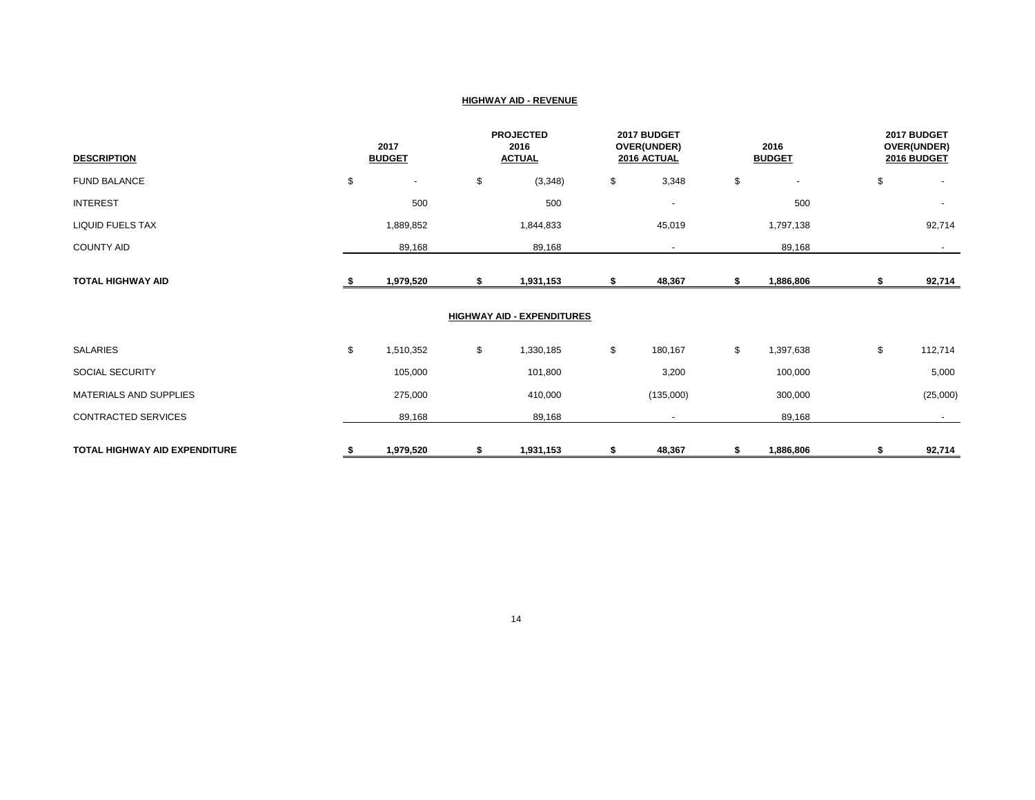**HIGHWAY AID - REVENUE**

| DESCRIPTION | 2017 BUDGET | PROJECTED 2016 ACTUAL | 2017 BUDGET OVER(UNDER) 2016 ACTUAL | 2016 BUDGET | 2017 BUDGET OVER(UNDER) 2016 BUDGET |
|---|---|---|---|---|---|
| FUND BALANCE | $ - | $ (3,348) | $ 3,348 | $ - | $ - |
| INTEREST | 500 | 500 | - | 500 | - |
| LIQUID FUELS TAX | 1,889,852 | 1,844,833 | 45,019 | 1,797,138 | 92,714 |
| COUNTY AID | 89,168 | 89,168 | - | 89,168 | - |
| **TOTAL HIGHWAY AID** | **$ 1,979,520** | **$ 1,931,153** | **$ 48,367** | **$ 1,886,806** | **$ 92,714** |

**HIGHWAY AID - EXPENDITURES**

| DESCRIPTION | 2017 BUDGET | PROJECTED 2016 ACTUAL | 2017 BUDGET OVER(UNDER) 2016 ACTUAL | 2016 BUDGET | 2017 BUDGET OVER(UNDER) 2016 BUDGET |
|---|---|---|---|---|---|
| SALARIES | $ 1,510,352 | $ 1,330,185 | $ 180,167 | $ 1,397,638 | $ 112,714 |
| SOCIAL SECURITY | 105,000 | 101,800 | 3,200 | 100,000 | 5,000 |
| MATERIALS AND SUPPLIES | 275,000 | 410,000 | (135,000) | 300,000 | (25,000) |
| CONTRACTED SERVICES | 89,168 | 89,168 | - | 89,168 | - |
| **TOTAL HIGHWAY AID EXPENDITURE** | **$ 1,979,520** | **$ 1,931,153** | **$ 48,367** | **$ 1,886,806** | **$ 92,714** |